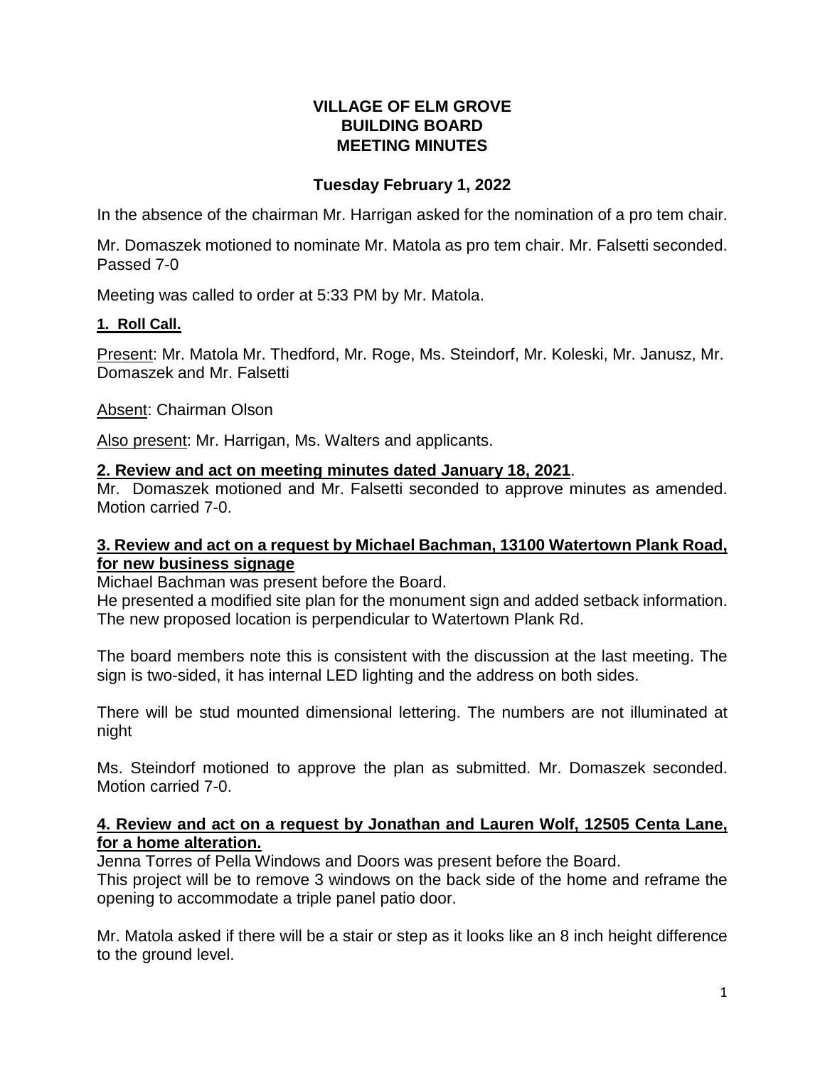# VILLAGE OF ELM GROVE
# BUILDING BOARD
# MEETING MINUTES

## Tuesday February 1, 2022

In the absence of the chairman Mr. Harrigan asked for the nomination of a pro tem chair.

Mr. Domaszek motioned to nominate Mr. Matola as pro tem chair. Mr. Falsetti seconded. Passed 7-0

Meeting was called to order at 5:33 PM by Mr. Matola.

### 1. Roll Call.

Present: Mr. Matola Mr. Thedford, Mr. Roge, Ms. Steindorf, Mr. Koleski, Mr. Janusz, Mr. Domaszek and Mr. Falsetti

Absent: Chairman Olson

Also present: Mr. Harrigan, Ms. Walters and applicants.

### 2. Review and act on meeting minutes dated January 18, 2021.

Mr. Domaszek motioned and Mr. Falsetti seconded to approve minutes as amended. Motion carried 7-0.

### 3. Review and act on a request by Michael Bachman, 13100 Watertown Plank Road, for new business signage

Michael Bachman was present before the Board.
He presented a modified site plan for the monument sign and added setback information. The new proposed location is perpendicular to Watertown Plank Rd.

The board members note this is consistent with the discussion at the last meeting. The sign is two-sided, it has internal LED lighting and the address on both sides.

There will be stud mounted dimensional lettering. The numbers are not illuminated at night

Ms. Steindorf motioned to approve the plan as submitted. Mr. Domaszek seconded. Motion carried 7-0.

### 4. Review and act on a request by Jonathan and Lauren Wolf, 12505 Centa Lane, for a home alteration.

Jenna Torres of Pella Windows and Doors was present before the Board.
This project will be to remove 3 windows on the back side of the home and reframe the opening to accommodate a triple panel patio door.

Mr. Matola asked if there will be a stair or step as it looks like an 8 inch height difference to the ground level.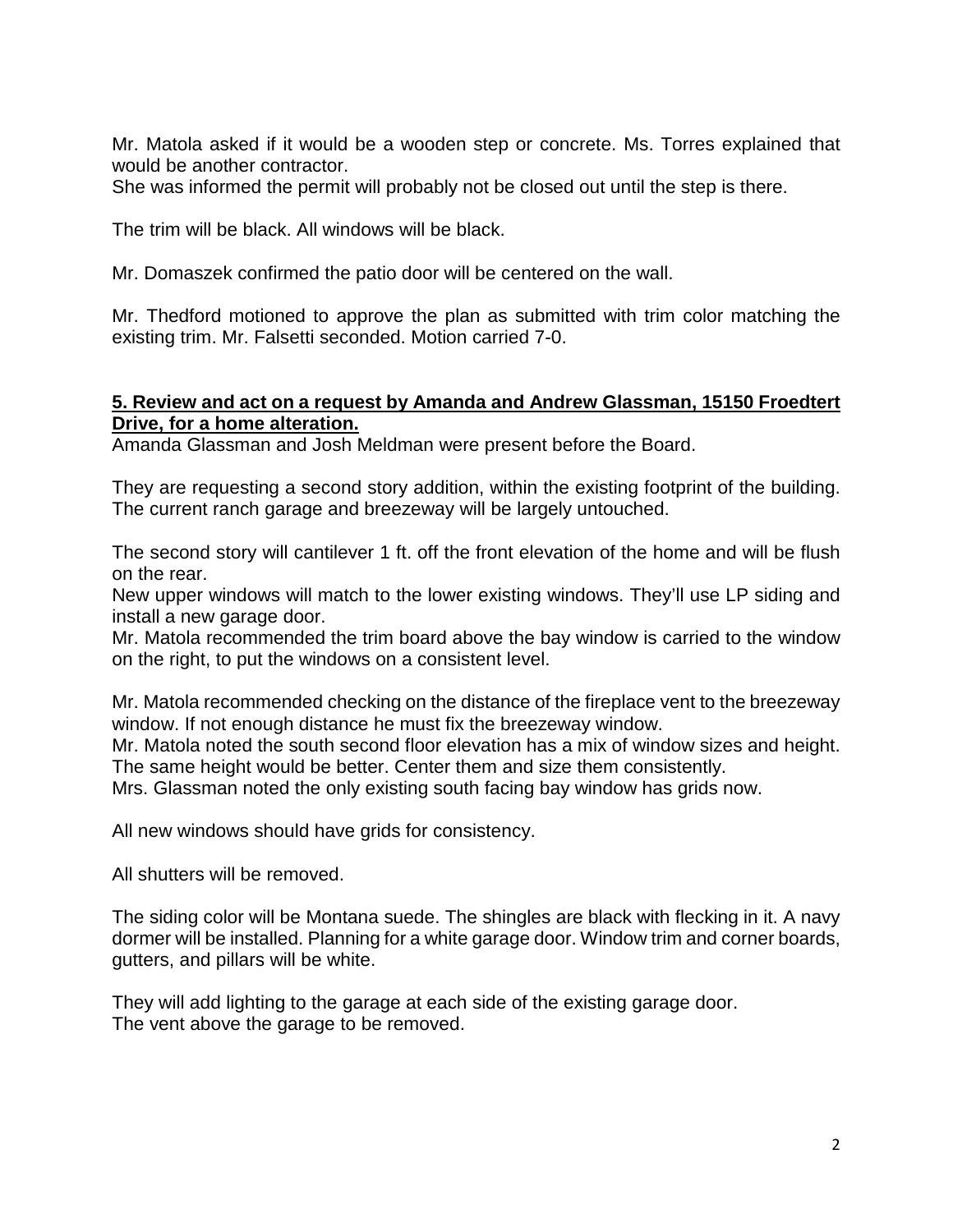Mr. Matola asked if it would be a wooden step or concrete. Ms. Torres explained that would be another contractor.
She was informed the permit will probably not be closed out until the step is there.

The trim will be black. All windows will be black.

Mr. Domaszek confirmed the patio door will be centered on the wall.

Mr. Thedford motioned to approve the plan as submitted with trim color matching the existing trim. Mr. Falsetti seconded. Motion carried 7-0.

**5. Review and act on a request by Amanda and Andrew Glassman, 15150 Froedtert Drive, for a home alteration.**

Amanda Glassman and Josh Meldman were present before the Board.

They are requesting a second story addition, within the existing footprint of the building. The current ranch garage and breezeway will be largely untouched.

The second story will cantilever 1 ft. off the front elevation of the home and will be flush on the rear.
New upper windows will match to the lower existing windows. They'll use LP siding and install a new garage door.
Mr. Matola recommended the trim board above the bay window is carried to the window on the right, to put the windows on a consistent level.

Mr. Matola recommended checking on the distance of the fireplace vent to the breezeway window. If not enough distance he must fix the breezeway window.
Mr. Matola noted the south second floor elevation has a mix of window sizes and height. The same height would be better. Center them and size them consistently.
Mrs. Glassman noted the only existing south facing bay window has grids now.

All new windows should have grids for consistency.

All shutters will be removed.

The siding color will be Montana suede. The shingles are black with flecking in it. A navy dormer will be installed. Planning for a white garage door. Window trim and corner boards, gutters, and pillars will be white.

They will add lighting to the garage at each side of the existing garage door.
The vent above the garage to be removed.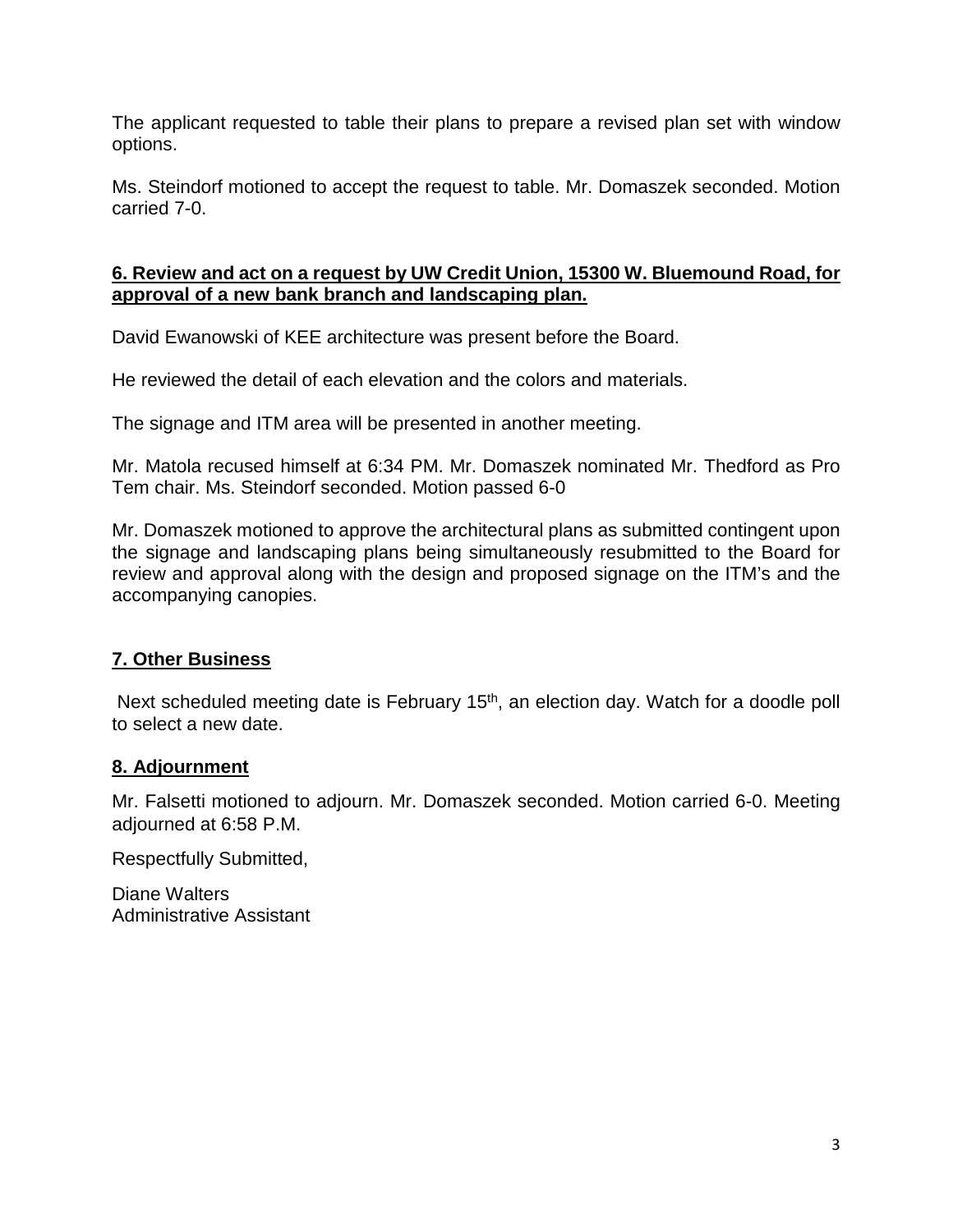The applicant requested to table their plans to prepare a revised plan set with window options.

Ms. Steindorf motioned to accept the request to table. Mr. Domaszek seconded. Motion carried 7-0.

**6. Review and act on a request by UW Credit Union, 15300 W. Bluemound Road, for approval of a new bank branch and landscaping plan.**

David Ewanowski of KEE architecture was present before the Board.

He reviewed the detail of each elevation and the colors and materials.

The signage and ITM area will be presented in another meeting.

Mr. Matola recused himself at 6:34 PM. Mr. Domaszek nominated Mr. Thedford as Pro Tem chair. Ms. Steindorf seconded. Motion passed 6-0

Mr. Domaszek motioned to approve the architectural plans as submitted contingent upon the signage and landscaping plans being simultaneously resubmitted to the Board for review and approval along with the design and proposed signage on the ITM's and the accompanying canopies.

**7. Other Business**

Next scheduled meeting date is February 15th, an election day. Watch for a doodle poll to select a new date.

**8. Adjournment**

Mr. Falsetti motioned to adjourn. Mr. Domaszek seconded. Motion carried 6-0. Meeting adjourned at 6:58 P.M.

Respectfully Submitted,

Diane Walters  
Administrative Assistant